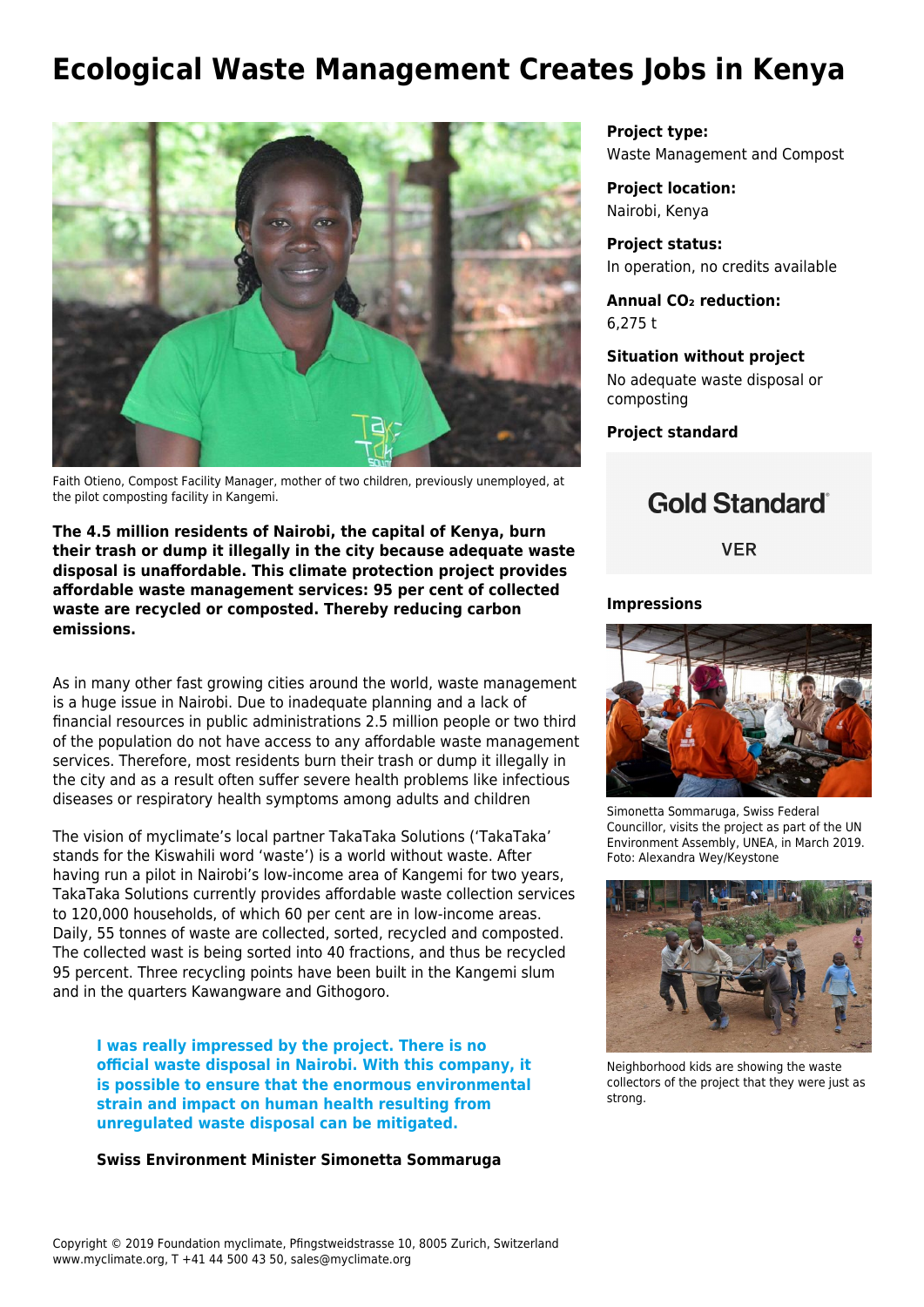# Ecological Waste Management Creates Jobs in Kenya

Faith Otieno, Compost Facility Manager, mother of two children, previously unemployed, at the pilot composting facility in Kangemi.

**The 4.5 million residents of Nairobi, the capital of Kenya, burn their trash or dump it illegally in the city because adequate waste disposal is unaffordable. This climate protection project provides affordable waste management services: 95 per cent of collected waste are recycled or composted. Thereby reducing carbon emissions.**

As in many other fast growing cities around the world, waste management is a huge issue in Nairobi. Due to inadequate planning and a lack of financial resources in public administrations 2.5 million people or two third of the population do not have access to any affordable waste management services. Therefore, most residents burn their trash or dump it illegally in the city and as a result often suffer severe health problems like infectious diseases or respiratory health symptoms among adults and children

The vision of myclimate's local partner TakaTaka Solutions ('TakaTaka' stands for the Kiswahili word 'waste') is a world without waste. After having run a pilot in Nairobi's low-income area of Kangemi for two years, TakaTaka Solutions currently provides affordable waste collection services to 120,000 households, of which 60 per cent are in low-income areas. Daily, 55 tonnes of waste are collected, sorted, recycled and composted. The collected wast is being sorted into 40 fractions, and thus be recycled 95 percent. Three recycling points have been built in the Kangemi slum and in the quarters Kawangware and Githogoro.

> **I was really impressed by the project. There is no official waste disposal in Nairobi. With this company, it is possible to ensure that the enormous environmental strain and impact on human health resulting from unregulated waste disposal can be mitigated.**
>
> **Swiss Environment Minister Simonetta Sommaruga**

**Project type:**
Waste Management and Compost

**Project location:**
Nairobi, Kenya

**Project status:**
In operation, no credits available

**Annual $CO_2$ reduction:**
6,275 t

**Situation without project**
No adequate waste disposal or composting

**Project standard**

Gold Standard

VER

**Impressions**

Simonetta Sommaruga, Swiss Federal Councillor, visits the project as part of the UN Environment Assembly, UNEA, in March 2019. Foto: Alexandra Wey/Keystone

Neighborhood kids are showing the waste collectors of the project that they were just as strong.

Copyright © 2019 Foundation myclimate, Pfingstweidstrasse 10, 8005 Zurich, Switzerland
www.myclimate.org, T +41 44 500 43 50, sales@myclimate.org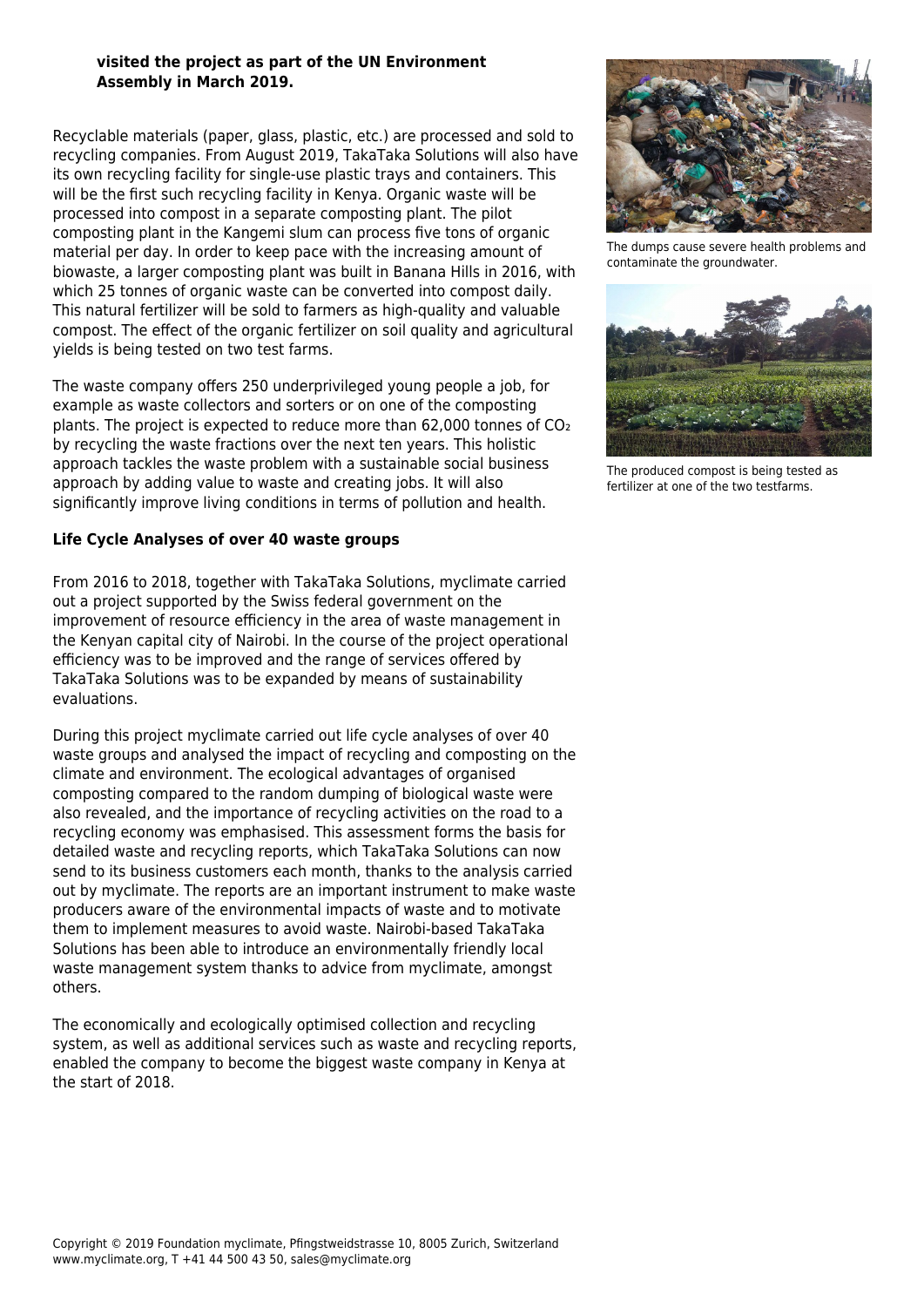**visited the project as part of the UN Environment Assembly in March 2019.**

Recyclable materials (paper, glass, plastic, etc.) are processed and sold to recycling companies. From August 2019, TakaTaka Solutions will also have its own recycling facility for single-use plastic trays and containers. This will be the first such recycling facility in Kenya. Organic waste will be processed into compost in a separate composting plant. The pilot composting plant in the Kangemi slum can process five tons of organic material per day. In order to keep pace with the increasing amount of biowaste, a larger composting plant was built in Banana Hills in 2016, with which 25 tonnes of organic waste can be converted into compost daily. This natural fertilizer will be sold to farmers as high-quality and valuable compost. The effect of the organic fertilizer on soil quality and agricultural yields is being tested on two test farms.

The waste company offers 250 underprivileged young people a job, for example as waste collectors and sorters or on one of the composting plants. The project is expected to reduce more than 62,000 tonnes of $CO_2$ by recycling the waste fractions over the next ten years. This holistic approach tackles the waste problem with a sustainable social business approach by adding value to waste and creating jobs. It will also significantly improve living conditions in terms of pollution and health.

The dumps cause severe health problems and contaminate the groundwater.

The produced compost is being tested as fertilizer at one of the two testfarms.

**Life Cycle Analyses of over 40 waste groups**

From 2016 to 2018, together with TakaTaka Solutions, myclimate carried out a project supported by the Swiss federal government on the improvement of resource efficiency in the area of waste management in the Kenyan capital city of Nairobi. In the course of the project operational efficiency was to be improved and the range of services offered by TakaTaka Solutions was to be expanded by means of sustainability evaluations.

During this project myclimate carried out life cycle analyses of over 40 waste groups and analysed the impact of recycling and composting on the climate and environment. The ecological advantages of organised composting compared to the random dumping of biological waste were also revealed, and the importance of recycling activities on the road to a recycling economy was emphasised. This assessment forms the basis for detailed waste and recycling reports, which TakaTaka Solutions can now send to its business customers each month, thanks to the analysis carried out by myclimate. The reports are an important instrument to make waste producers aware of the environmental impacts of waste and to motivate them to implement measures to avoid waste. Nairobi-based TakaTaka Solutions has been able to introduce an environmentally friendly local waste management system thanks to advice from myclimate, amongst others.

The economically and ecologically optimised collection and recycling system, as well as additional services such as waste and recycling reports, enabled the company to become the biggest waste company in Kenya at the start of 2018.

Copyright © 2019 Foundation myclimate, Pfingstweidstrasse 10, 8005 Zurich, Switzerland
www.myclimate.org, T +41 44 500 43 50, sales@myclimate.org